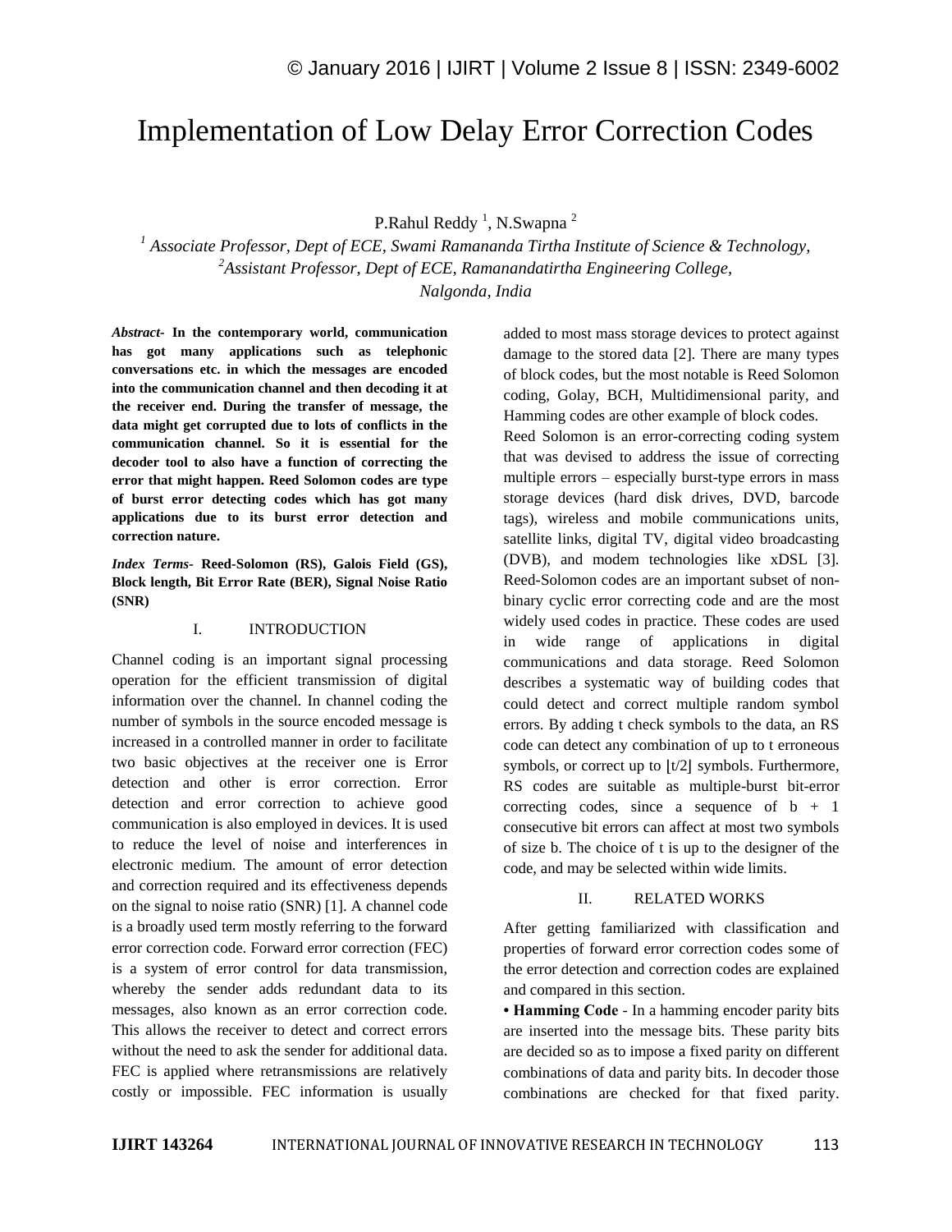# Implementation of Low Delay Error Correction Codes

P.Rahul Reddy [1], N.Swapna [2]

[1] *Associate Professor, Dept of ECE, Swami Ramananda Tirtha Institute of Science & Technology,*
[2]*Assistant Professor, Dept of ECE, Ramanandatirtha Engineering College,*
*Nalgonda, India*

***Abstract-*** **In the contemporary world, communication has got many applications such as telephonic conversations etc. in which the messages are encoded into the communication channel and then decoding it at the receiver end. During the transfer of message, the data might get corrupted due to lots of conflicts in the communication channel. So it is essential for the decoder tool to also have a function of correcting the error that might happen. Reed Solomon codes are type of burst error detecting codes which has got many applications due to its burst error detection and correction nature.**

***Index Terms-*** **Reed-Solomon (RS), Galois Field (GS), Block length, Bit Error Rate (BER), Signal Noise Ratio (SNR)**

## I. INTRODUCTION

Channel coding is an important signal processing operation for the efficient transmission of digital information over the channel. In channel coding the number of symbols in the source encoded message is increased in a controlled manner in order to facilitate two basic objectives at the receiver one is Error detection and other is error correction. Error detection and error correction to achieve good communication is also employed in devices. It is used to reduce the level of noise and interferences in electronic medium. The amount of error detection and correction required and its effectiveness depends on the signal to noise ratio (SNR) [1]. A channel code is a broadly used term mostly referring to the forward error correction code. Forward error correction (FEC) is a system of error control for data transmission, whereby the sender adds redundant data to its messages, also known as an error correction code. This allows the receiver to detect and correct errors without the need to ask the sender for additional data. FEC is applied where retransmissions are relatively costly or impossible. FEC information is usually added to most mass storage devices to protect against damage to the stored data [2]. There are many types of block codes, but the most notable is Reed Solomon coding, Golay, BCH, Multidimensional parity, and Hamming codes are other example of block codes.

Reed Solomon is an error-correcting coding system that was devised to address the issue of correcting multiple errors – especially burst-type errors in mass storage devices (hard disk drives, DVD, barcode tags), wireless and mobile communications units, satellite links, digital TV, digital video broadcasting (DVB), and modem technologies like xDSL [3]. Reed-Solomon codes are an important subset of non-binary cyclic error correcting code and are the most widely used codes in practice. These codes are used in wide range of applications in digital communications and data storage. Reed Solomon describes a systematic way of building codes that could detect and correct multiple random symbol errors. By adding t check symbols to the data, an RS code can detect any combination of up to t erroneous symbols, or correct up to $\lfloor t/2 \rfloor$ symbols. Furthermore, RS codes are suitable as multiple-burst bit-error correcting codes, since a sequence of $b + 1$ consecutive bit errors can affect at most two symbols of size b. The choice of t is up to the designer of the code, and may be selected within wide limits.

## II. RELATED WORKS

After getting familiarized with classification and properties of forward error correction codes some of the error detection and correction codes are explained and compared in this section.

- **Hamming Code** - In a hamming encoder parity bits are inserted into the message bits. These parity bits are decided so as to impose a fixed parity on different combinations of data and parity bits. In decoder those combinations are checked for that fixed parity.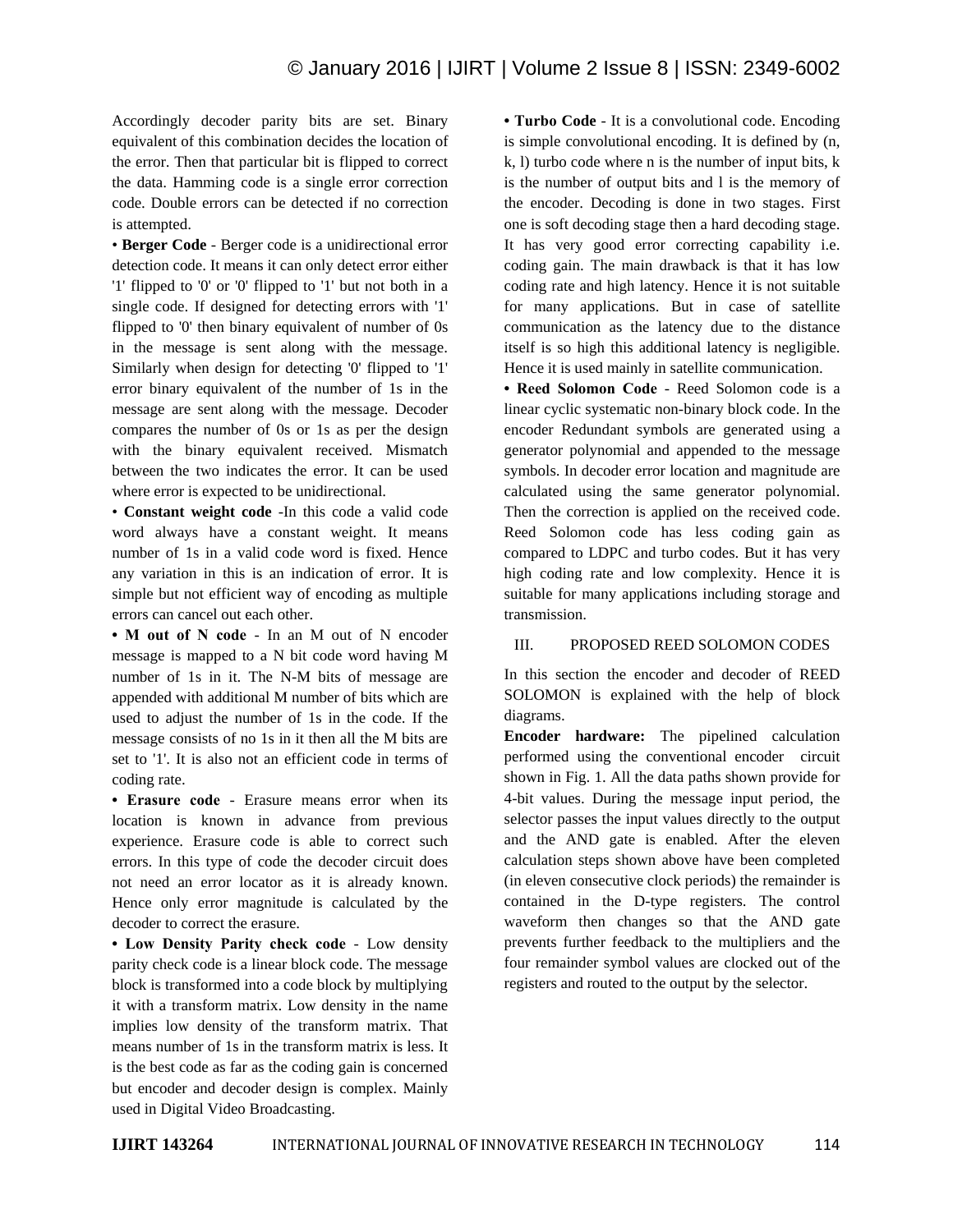Accordingly decoder parity bits are set. Binary equivalent of this combination decides the location of the error. Then that particular bit is flipped to correct the data. Hamming code is a single error correction code. Double errors can be detected if no correction is attempted.

• **Berger Code** - Berger code is a unidirectional error detection code. It means it can only detect error either '1' flipped to '0' or '0' flipped to '1' but not both in a single code. If designed for detecting errors with '1' flipped to '0' then binary equivalent of number of 0s in the message is sent along with the message. Similarly when design for detecting '0' flipped to '1' error binary equivalent of the number of 1s in the message are sent along with the message. Decoder compares the number of 0s or 1s as per the design with the binary equivalent received. Mismatch between the two indicates the error. It can be used where error is expected to be unidirectional.

• **Constant weight code** -In this code a valid code word always have a constant weight. It means number of 1s in a valid code word is fixed. Hence any variation in this is an indication of error. It is simple but not efficient way of encoding as multiple errors can cancel out each other.

• **M out of N code** - In an M out of N encoder message is mapped to a N bit code word having M number of 1s in it. The N-M bits of message are appended with additional M number of bits which are used to adjust the number of 1s in the code. If the message consists of no 1s in it then all the M bits are set to '1'. It is also not an efficient code in terms of coding rate.

• **Erasure code** - Erasure means error when its location is known in advance from previous experience. Erasure code is able to correct such errors. In this type of code the decoder circuit does not need an error locator as it is already known. Hence only error magnitude is calculated by the decoder to correct the erasure.

• **Low Density Parity check code** - Low density parity check code is a linear block code. The message block is transformed into a code block by multiplying it with a transform matrix. Low density in the name implies low density of the transform matrix. That means number of 1s in the transform matrix is less. It is the best code as far as the coding gain is concerned but encoder and decoder design is complex. Mainly used in Digital Video Broadcasting.

• **Turbo Code** - It is a convolutional code. Encoding is simple convolutional encoding. It is defined by (n, k, l) turbo code where n is the number of input bits, k is the number of output bits and l is the memory of the encoder. Decoding is done in two stages. First one is soft decoding stage then a hard decoding stage. It has very good error correcting capability i.e. coding gain. The main drawback is that it has low coding rate and high latency. Hence it is not suitable for many applications. But in case of satellite communication as the latency due to the distance itself is so high this additional latency is negligible. Hence it is used mainly in satellite communication.

• **Reed Solomon Code** - Reed Solomon code is a linear cyclic systematic non-binary block code. In the encoder Redundant symbols are generated using a generator polynomial and appended to the message symbols. In decoder error location and magnitude are calculated using the same generator polynomial. Then the correction is applied on the received code. Reed Solomon code has less coding gain as compared to LDPC and turbo codes. But it has very high coding rate and low complexity. Hence it is suitable for many applications including storage and transmission.

## III. PROPOSED REED SOLOMON CODES

In this section the encoder and decoder of REED SOLOMON is explained with the help of block diagrams.

**Encoder hardware:** The pipelined calculation performed using the conventional encoder circuit shown in Fig. 1. All the data paths shown provide for 4-bit values. During the message input period, the selector passes the input values directly to the output and the AND gate is enabled. After the eleven calculation steps shown above have been completed (in eleven consecutive clock periods) the remainder is contained in the D-type registers. The control waveform then changes so that the AND gate prevents further feedback to the multipliers and the four remainder symbol values are clocked out of the registers and routed to the output by the selector.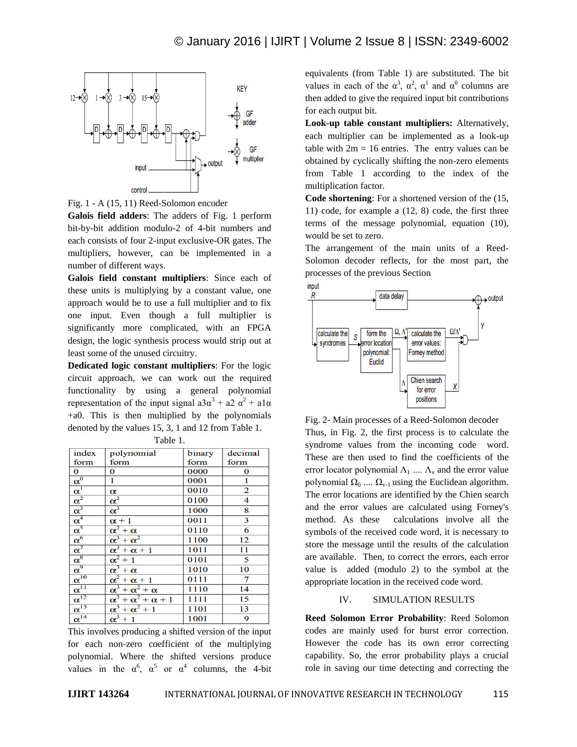Fig. 1 - A (15, 11) Reed-Solomon encoder

**Galois field adders**: The adders of Fig. 1 perform bit-by-bit addition modulo-2 of 4-bit numbers and each consists of four 2-input exclusive-OR gates. The multipliers, however, can be implemented in a number of different ways.

**Galois field constant multipliers**: Since each of these units is multiplying by a constant value, one approach would be to use a full multiplier and to fix one input. Even though a full multiplier is significantly more complicated, with an FPGA design, the logic synthesis process would strip out at least some of the unused circuitry.

**Dedicated logic constant multipliers**: For the logic circuit approach, we can work out the required functionality by using a general polynomial representation of the input signal $a3\alpha^3 + a2\,\alpha^2 + a1\alpha + a0$. This is then multiplied by the polynomials denoted by the values 15, 3, 1 and 12 from Table 1.

Table 1.

| index form | polynomial form | binary form | decimal form |
|---|---|---|---|
| 0 | 0 | 0000 | 0 |
| $\alpha^0$ | 1 | 0001 | 1 |
| $\alpha^1$ | $\alpha$ | 0010 | 2 |
| $\alpha^2$ | $\alpha^2$ | 0100 | 4 |
| $\alpha^3$ | $\alpha^3$ | 1000 | 8 |
| $\alpha^4$ | $\alpha + 1$ | 0011 | 3 |
| $\alpha^5$ | $\alpha^2 + \alpha$ | 0110 | 6 |
| $\alpha^6$ | $\alpha^3 + \alpha^2$ | 1100 | 12 |
| $\alpha^7$ | $\alpha^3 + \alpha + 1$ | 1011 | 11 |
| $\alpha^8$ | $\alpha^2 + 1$ | 0101 | 5 |
| $\alpha^9$ | $\alpha^3 + \alpha$ | 1010 | 10 |
| $\alpha^{10}$ | $\alpha^2 + \alpha + 1$ | 0111 | 7 |
| $\alpha^{11}$ | $\alpha^3 + \alpha^2 + \alpha$ | 1110 | 14 |
| $\alpha^{12}$ | $\alpha^3 + \alpha^2 + \alpha + 1$ | 1111 | 15 |
| $\alpha^{13}$ | $\alpha^3 + \alpha^2 + 1$ | 1101 | 13 |
| $\alpha^{14}$ | $\alpha^3 + 1$ | 1001 | 9 |

This involves producing a shifted version of the input for each non-zero coefficient of the multiplying polynomial. Where the shifted versions produce values in the $\alpha^6$, $\alpha^5$ or $\alpha^4$ columns, the 4-bit equivalents (from Table 1) are substituted. The bit values in each of the $\alpha^3$, $\alpha^2$, $\alpha^1$ and $\alpha^0$ columns are then added to give the required input bit contributions for each output bit.

**Look-up table constant multipliers:** Alternatively, each multiplier can be implemented as a look-up table with 2m = 16 entries. The entry values can be obtained by cyclically shifting the non-zero elements from Table 1 according to the index of the multiplication factor.

**Code shortening**: For a shortened version of the (15, 11) code, for example a (12, 8) code, the first three terms of the message polynomial, equation (10), would be set to zero.

The arrangement of the main units of a Reed-Solomon decoder reflects, for the most part, the processes of the previous Section

Fig. 2- Main processes of a Reed-Solomon decoder

Thus, in Fig. 2, the first process is to calculate the syndrome values from the incoming code word. These are then used to find the coefficients of the error locator polynomial $\Lambda_1$ .... $\Lambda_v$ and the error value polynomial $\Omega_0$ .... $\Omega_{v-1}$ using the Euclidean algorithm. The error locations are identified by the Chien search and the error values are calculated using Forney's method. As these calculations involve all the symbols of the received code word, it is necessary to store the message until the results of the calculation are available. Then, to correct the errors, each error value is added (modulo 2) to the symbol at the appropriate location in the received code word.

## IV. SIMULATION RESULTS

**Reed Solomon Error Probability**: Reed Solomon codes are mainly used for burst error correction. However the code has its own error correcting capability. So, the error probability plays a crucial role in saving our time detecting and correcting the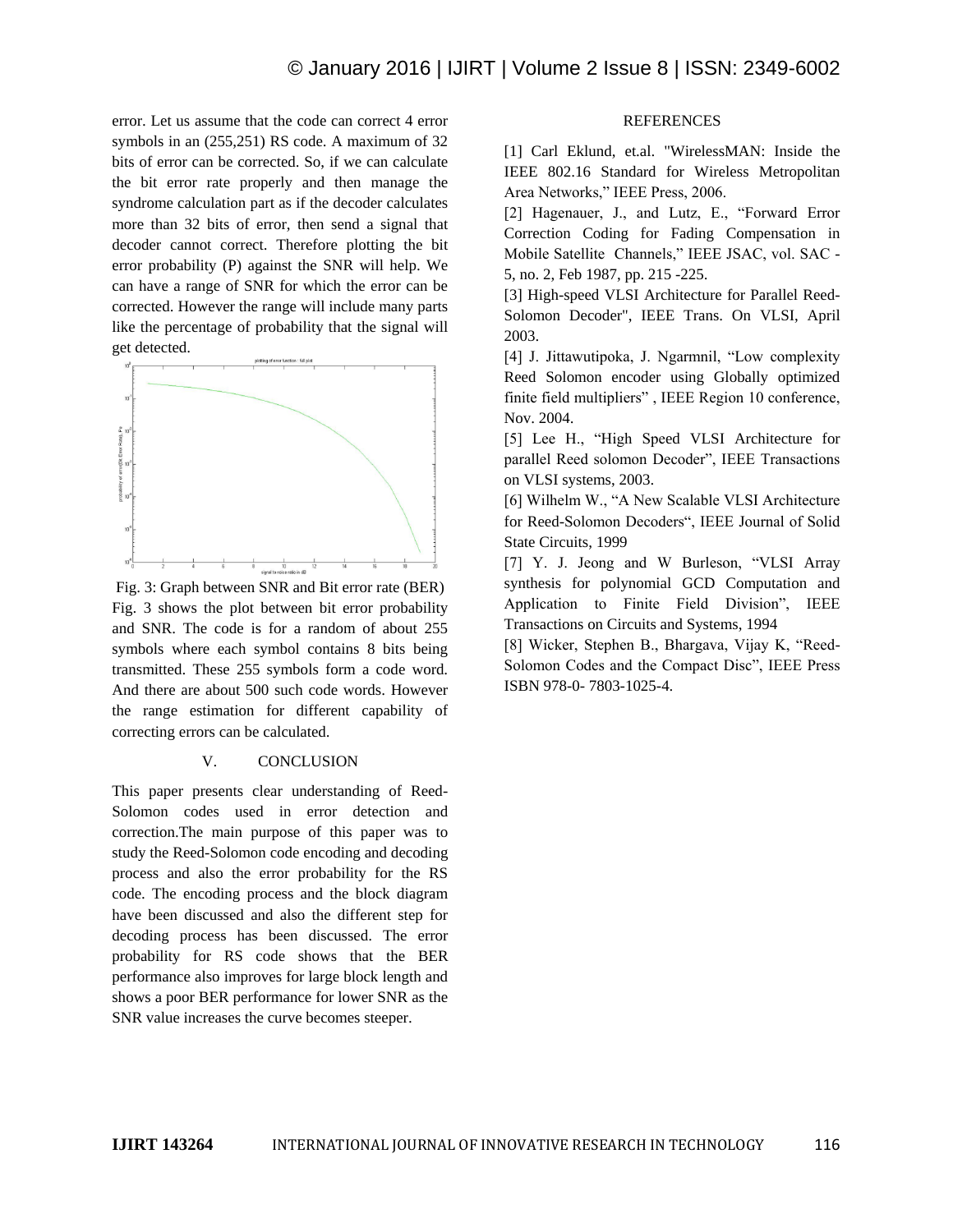error. Let us assume that the code can correct 4 error symbols in an (255,251) RS code. A maximum of 32 bits of error can be corrected. So, if we can calculate the bit error rate properly and then manage the syndrome calculation part as if the decoder calculates more than 32 bits of error, then send a signal that decoder cannot correct. Therefore plotting the bit error probability (P) against the SNR will help. We can have a range of SNR for which the error can be corrected. However the range will include many parts like the percentage of probability that the signal will get detected.

plotting of error function : full plot

probability of error(Bit Error Rate), Pe

signal to noise ratio in dB

0 2 4 6 8 10 12 14 16 18 20

Fig. 3: Graph between SNR and Bit error rate (BER)

Fig. 3 shows the plot between bit error probability and SNR. The code is for a random of about 255 symbols where each symbol contains 8 bits being transmitted. These 255 symbols form a code word. And there are about 500 such code words. However the range estimation for different capability of correcting errors can be calculated.

## V. CONCLUSION

This paper presents clear understanding of Reed-Solomon codes used in error detection and correction.The main purpose of this paper was to study the Reed-Solomon code encoding and decoding process and also the error probability for the RS code. The encoding process and the block diagram have been discussed and also the different step for decoding process has been discussed. The error probability for RS code shows that the BER performance also improves for large block length and shows a poor BER performance for lower SNR as the SNR value increases the curve becomes steeper.

## REFERENCES

[1] Carl Eklund, et.al. "WirelessMAN: Inside the IEEE 802.16 Standard for Wireless Metropolitan Area Networks," IEEE Press, 2006.

[2] Hagenauer, J., and Lutz, E., "Forward Error Correction Coding for Fading Compensation in Mobile Satellite Channels," IEEE JSAC, vol. SAC - 5, no. 2, Feb 1987, pp. 215 -225.

[3] High-speed VLSI Architecture for Parallel Reed-Solomon Decoder", IEEE Trans. On VLSI, April 2003.

[4] J. Jittawutipoka, J. Ngarmnil, "Low complexity Reed Solomon encoder using Globally optimized finite field multipliers" , IEEE Region 10 conference, Nov. 2004.

[5] Lee H., "High Speed VLSI Architecture for parallel Reed solomon Decoder", IEEE Transactions on VLSI systems, 2003.

[6] Wilhelm W., "A New Scalable VLSI Architecture for Reed-Solomon Decoders", IEEE Journal of Solid State Circuits, 1999

[7] Y. J. Jeong and W Burleson, "VLSI Array synthesis for polynomial GCD Computation and Application to Finite Field Division", IEEE Transactions on Circuits and Systems, 1994

[8] Wicker, Stephen B., Bhargava, Vijay K, "Reed-Solomon Codes and the Compact Disc", IEEE Press ISBN 978-0- 7803-1025-4.